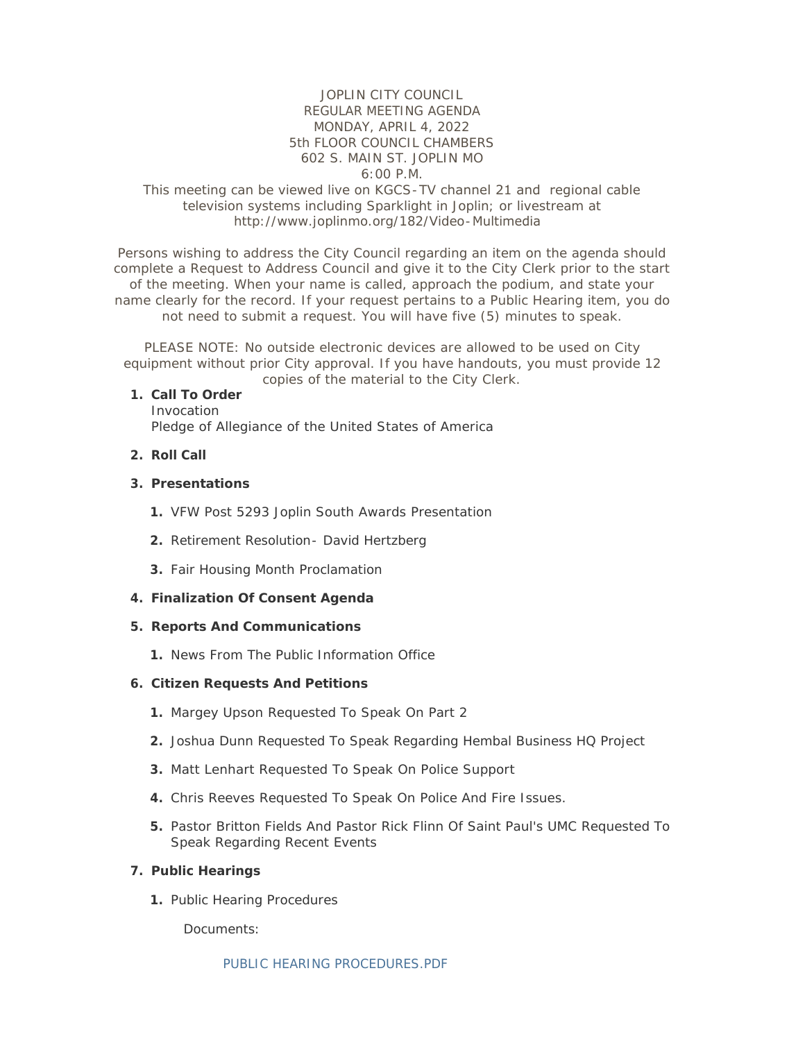JOPLIN CITY COUNCIL
REGULAR MEETING AGENDA
MONDAY, APRIL 4, 2022
5th FLOOR COUNCIL CHAMBERS
602 S. MAIN ST. JOPLIN MO
6:00 P.M.

This meeting can be viewed live on KGCS-TV channel 21 and regional cable television systems including Sparklight in Joplin; or livestream at http://www.joplinmo.org/182/Video-Multimedia

Persons wishing to address the City Council regarding an item on the agenda should complete a Request to Address Council and give it to the City Clerk prior to the start of the meeting. When your name is called, approach the podium, and state your name clearly for the record. If your request pertains to a Public Hearing item, you do not need to submit a request. You will have five (5) minutes to speak.

PLEASE NOTE: No outside electronic devices are allowed to be used on City equipment without prior City approval. If you have handouts, you must provide 12 copies of the material to the City Clerk.

1. **Call To Order**
   Invocation
   Pledge of Allegiance of the United States of America

2. **Roll Call**

3. **Presentations**
   1. VFW Post 5293 Joplin South Awards Presentation
   2. Retirement Resolution- David Hertzberg
   3. Fair Housing Month Proclamation

4. **Finalization Of Consent Agenda**

5. **Reports And Communications**
   1. News From The Public Information Office

6. **Citizen Requests And Petitions**
   1. Margey Upson Requested To Speak On Part 2
   2. Joshua Dunn Requested To Speak Regarding Hembal Business HQ Project
   3. Matt Lenhart Requested To Speak On Police Support
   4. Chris Reeves Requested To Speak On Police And Fire Issues.
   5. Pastor Britton Fields And Pastor Rick Flinn Of Saint Paul's UMC Requested To Speak Regarding Recent Events

7. **Public Hearings**
   1. Public Hearing Procedures

      Documents:

      PUBLIC HEARING PROCEDURES.PDF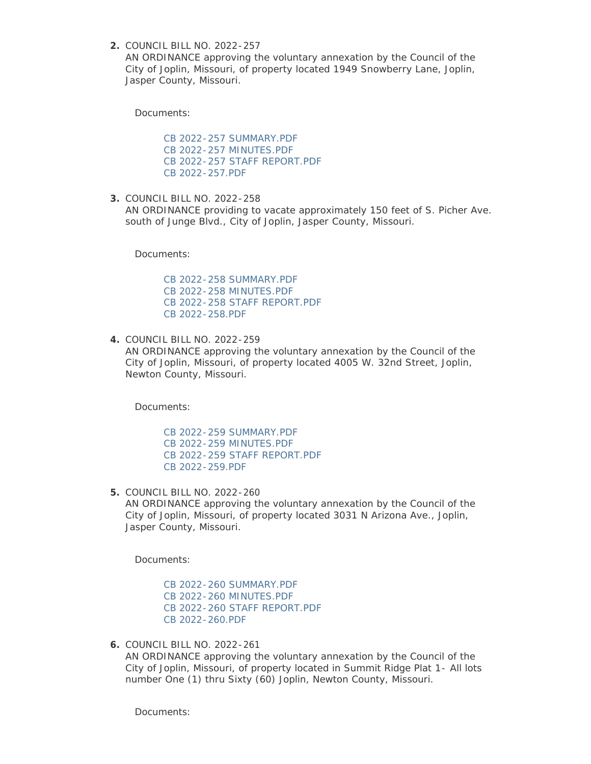2. COUNCIL BILL NO. 2022-257
   AN ORDINANCE approving the voluntary annexation by the Council of the City of Joplin, Missouri, of property located 1949 Snowberry Lane, Joplin, Jasper County, Missouri.

   Documents:

   - CB 2022-257 SUMMARY.PDF
   - CB 2022-257 MINUTES.PDF
   - CB 2022-257 STAFF REPORT.PDF
   - CB 2022-257.PDF

3. COUNCIL BILL NO. 2022-258
   AN ORDINANCE providing to vacate approximately 150 feet of S. Picher Ave. south of Junge Blvd., City of Joplin, Jasper County, Missouri.

   Documents:

   - CB 2022-258 SUMMARY.PDF
   - CB 2022-258 MINUTES.PDF
   - CB 2022-258 STAFF REPORT.PDF
   - CB 2022-258.PDF

4. COUNCIL BILL NO. 2022-259
   AN ORDINANCE approving the voluntary annexation by the Council of the City of Joplin, Missouri, of property located 4005 W. 32nd Street, Joplin, Newton County, Missouri.

   Documents:

   - CB 2022-259 SUMMARY.PDF
   - CB 2022-259 MINUTES.PDF
   - CB 2022-259 STAFF REPORT.PDF
   - CB 2022-259.PDF

5. COUNCIL BILL NO. 2022-260
   AN ORDINANCE approving the voluntary annexation by the Council of the City of Joplin, Missouri, of property located 3031 N Arizona Ave., Joplin, Jasper County, Missouri.

   Documents:

   - CB 2022-260 SUMMARY.PDF
   - CB 2022-260 MINUTES.PDF
   - CB 2022-260 STAFF REPORT.PDF
   - CB 2022-260.PDF

6. COUNCIL BILL NO. 2022-261
   AN ORDINANCE approving the voluntary annexation by the Council of the City of Joplin, Missouri, of property located in Summit Ridge Plat 1- All lots number One (1) thru Sixty (60) Joplin, Newton County, Missouri.

   Documents: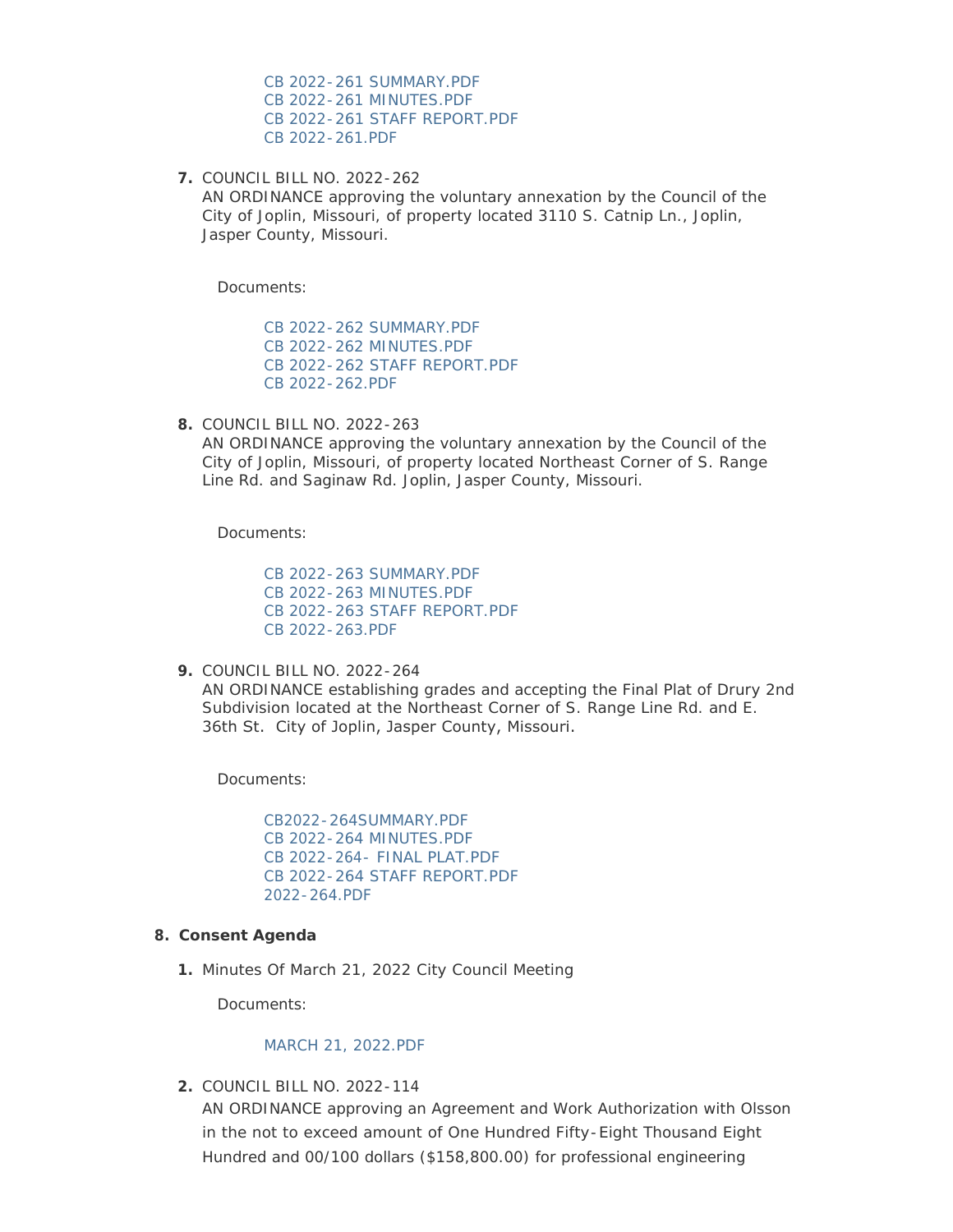- CB 2022-261 SUMMARY.PDF
- CB 2022-261 MINUTES.PDF
- CB 2022-261 STAFF REPORT.PDF
- CB 2022-261.PDF

7. COUNCIL BILL NO. 2022-262
   AN ORDINANCE approving the voluntary annexation by the Council of the City of Joplin, Missouri, of property located 3110 S. Catnip Ln., Joplin, Jasper County, Missouri.

   Documents:

   - CB 2022-262 SUMMARY.PDF
   - CB 2022-262 MINUTES.PDF
   - CB 2022-262 STAFF REPORT.PDF
   - CB 2022-262.PDF

8. COUNCIL BILL NO. 2022-263
   AN ORDINANCE approving the voluntary annexation by the Council of the City of Joplin, Missouri, of property located Northeast Corner of S. Range Line Rd. and Saginaw Rd. Joplin, Jasper County, Missouri.

   Documents:

   - CB 2022-263 SUMMARY.PDF
   - CB 2022-263 MINUTES.PDF
   - CB 2022-263 STAFF REPORT.PDF
   - CB 2022-263.PDF

9. COUNCIL BILL NO. 2022-264
   AN ORDINANCE establishing grades and accepting the Final Plat of Drury 2nd Subdivision located at the Northeast Corner of S. Range Line Rd. and E. 36th St. City of Joplin, Jasper County, Missouri.

   Documents:

   - CB2022-264SUMMARY.PDF
   - CB 2022-264 MINUTES.PDF
   - CB 2022-264- FINAL PLAT.PDF
   - CB 2022-264 STAFF REPORT.PDF
   - 2022-264.PDF

## 8. Consent Agenda

1. Minutes Of March 21, 2022 City Council Meeting

   Documents:

   - MARCH 21, 2022.PDF

2. COUNCIL BILL NO. 2022-114
   AN ORDINANCE approving an Agreement and Work Authorization with Olsson in the not to exceed amount of One Hundred Fifty-Eight Thousand Eight Hundred and 00/100 dollars ($158,800.00) for professional engineering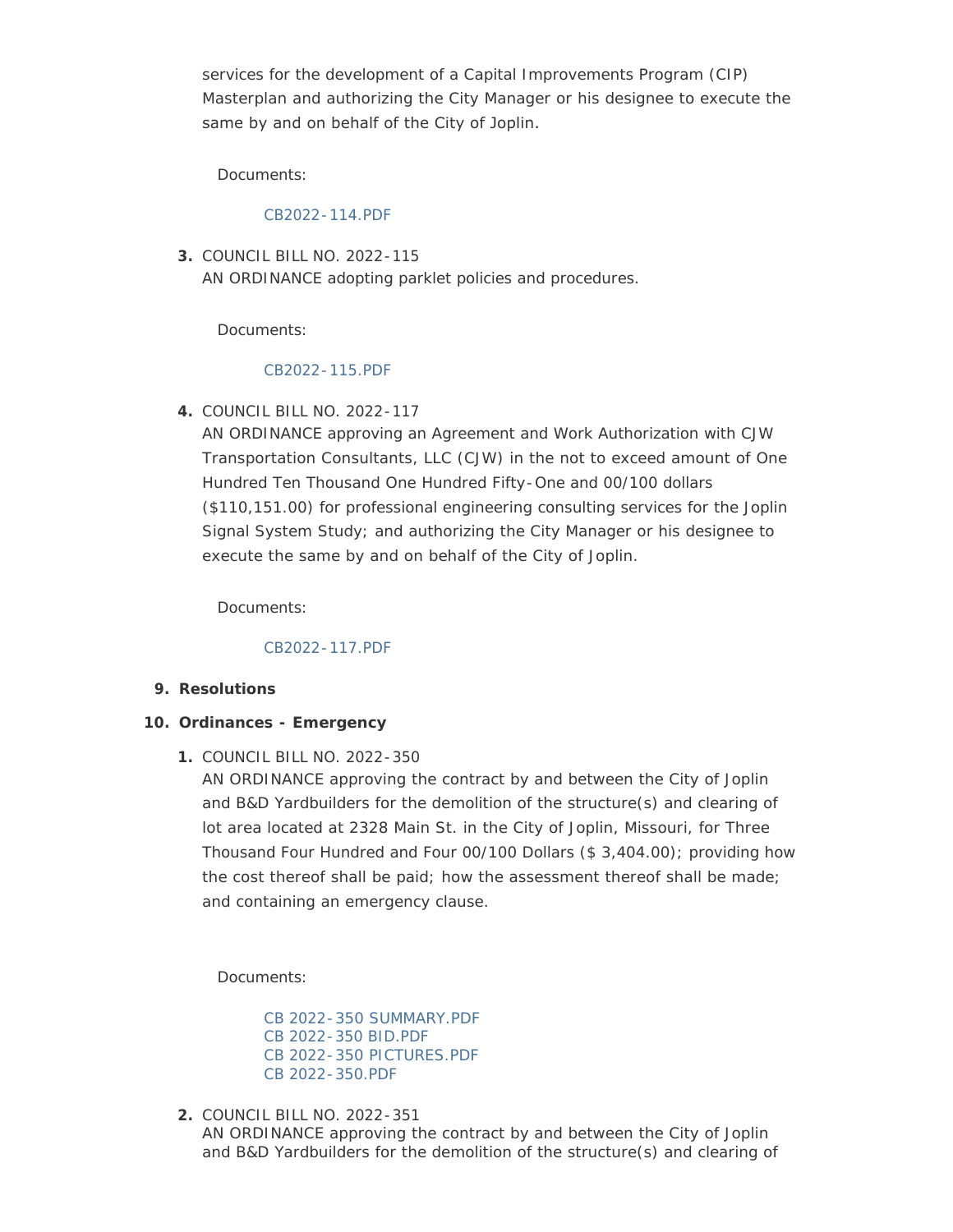services for the development of a Capital Improvements Program (CIP) Masterplan and authorizing the City Manager or his designee to execute the same by and on behalf of the City of Joplin.

Documents:

CB2022-114.PDF

3. COUNCIL BILL NO. 2022-115
   AN ORDINANCE adopting parklet policies and procedures.

   Documents:

   CB2022-115.PDF

4. COUNCIL BILL NO. 2022-117
   AN ORDINANCE approving an Agreement and Work Authorization with CJW Transportation Consultants, LLC (CJW) in the not to exceed amount of One Hundred Ten Thousand One Hundred Fifty-One and 00/100 dollars ($110,151.00) for professional engineering consulting services for the Joplin Signal System Study; and authorizing the City Manager or his designee to execute the same by and on behalf of the City of Joplin.

   Documents:

   CB2022-117.PDF

9. **Resolutions**

10. **Ordinances - Emergency**

1. COUNCIL BILL NO. 2022-350
   AN ORDINANCE approving the contract by and between the City of Joplin and B&D Yardbuilders for the demolition of the structure(s) and clearing of lot area located at 2328 Main St. in the City of Joplin, Missouri, for Three Thousand Four Hundred and Four 00/100 Dollars ($ 3,404.00); providing how the cost thereof shall be paid; how the assessment thereof shall be made; and containing an emergency clause.

   Documents:

   CB 2022-350 SUMMARY.PDF
   CB 2022-350 BID.PDF
   CB 2022-350 PICTURES.PDF
   CB 2022-350.PDF

2. COUNCIL BILL NO. 2022-351
   AN ORDINANCE approving the contract by and between the City of Joplin and B&D Yardbuilders for the demolition of the structure(s) and clearing of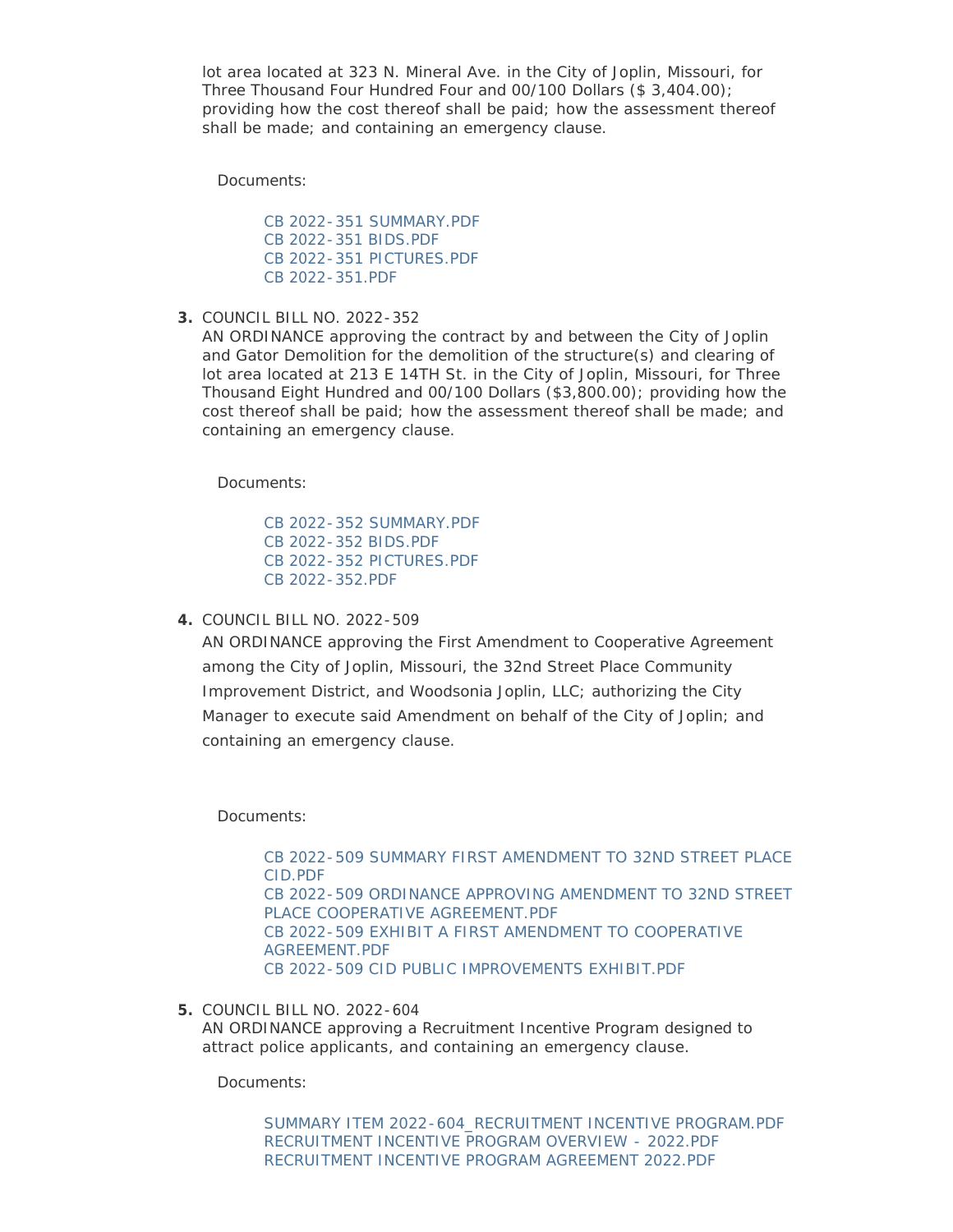lot area located at 323 N. Mineral Ave. in the City of Joplin, Missouri, for Three Thousand Four Hundred Four and 00/100 Dollars ($ 3,404.00); providing how the cost thereof shall be paid; how the assessment thereof shall be made; and containing an emergency clause.

Documents:

- CB 2022-351 SUMMARY.PDF
- CB 2022-351 BIDS.PDF
- CB 2022-351 PICTURES.PDF
- CB 2022-351.PDF

3. COUNCIL BILL NO. 2022-352
   AN ORDINANCE approving the contract by and between the City of Joplin and Gator Demolition for the demolition of the structure(s) and clearing of lot area located at 213 E 14TH St. in the City of Joplin, Missouri, for Three Thousand Eight Hundred and 00/100 Dollars ($3,800.00); providing how the cost thereof shall be paid; how the assessment thereof shall be made; and containing an emergency clause.

   Documents:

   - CB 2022-352 SUMMARY.PDF
   - CB 2022-352 BIDS.PDF
   - CB 2022-352 PICTURES.PDF
   - CB 2022-352.PDF

4. COUNCIL BILL NO. 2022-509
   AN ORDINANCE approving the First Amendment to Cooperative Agreement among the City of Joplin, Missouri, the 32nd Street Place Community Improvement District, and Woodsonia Joplin, LLC; authorizing the City Manager to execute said Amendment on behalf of the City of Joplin; and containing an emergency clause.

   Documents:

   - CB 2022-509 SUMMARY FIRST AMENDMENT TO 32ND STREET PLACE CID.PDF
   - CB 2022-509 ORDINANCE APPROVING AMENDMENT TO 32ND STREET PLACE COOPERATIVE AGREEMENT.PDF
   - CB 2022-509 EXHIBIT A FIRST AMENDMENT TO COOPERATIVE AGREEMENT.PDF
   - CB 2022-509 CID PUBLIC IMPROVEMENTS EXHIBIT.PDF

5. COUNCIL BILL NO. 2022-604
   AN ORDINANCE approving a Recruitment Incentive Program designed to attract police applicants, and containing an emergency clause.

   Documents:

   - SUMMARY ITEM 2022-604_RECRUITMENT INCENTIVE PROGRAM.PDF
   - RECRUITMENT INCENTIVE PROGRAM OVERVIEW - 2022.PDF
   - RECRUITMENT INCENTIVE PROGRAM AGREEMENT 2022.PDF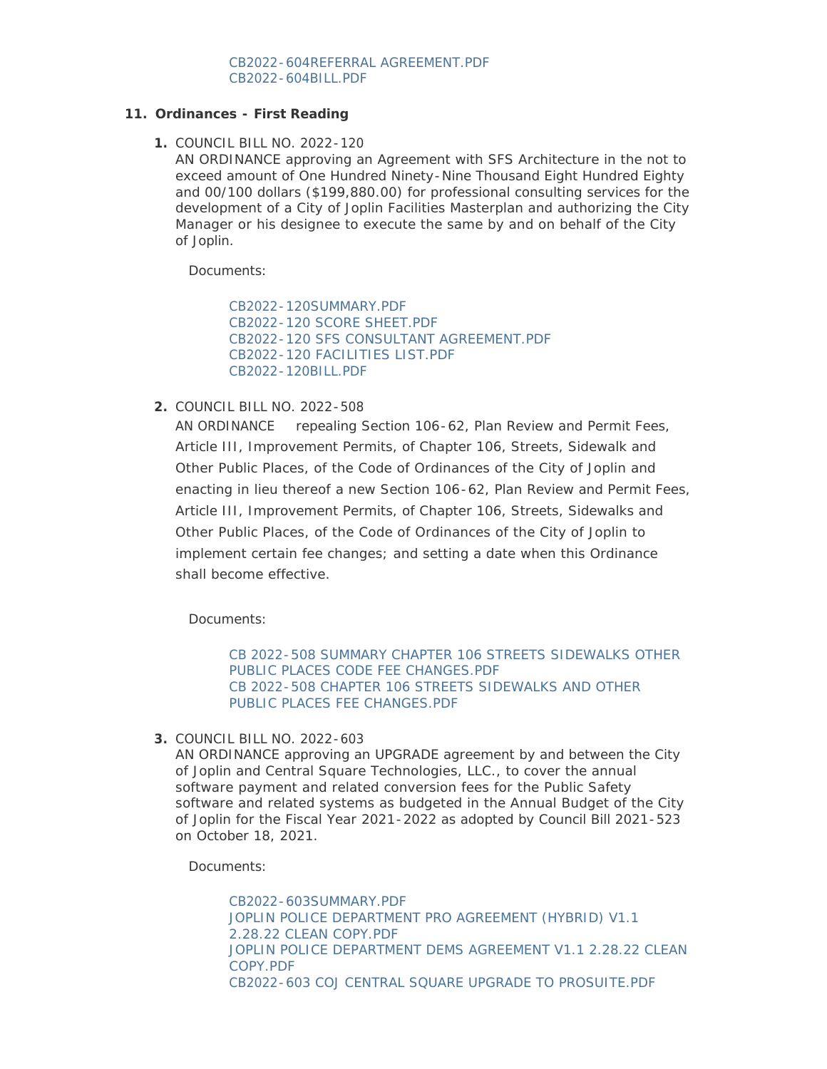CB2022-604REFERRAL AGREEMENT.PDF
CB2022-604BILL.PDF

## 11. Ordinances - First Reading

1. COUNCIL BILL NO. 2022-120
AN ORDINANCE approving an Agreement with SFS Architecture in the not to exceed amount of One Hundred Ninety-Nine Thousand Eight Hundred Eighty and 00/100 dollars ($199,880.00) for professional consulting services for the development of a City of Joplin Facilities Masterplan and authorizing the City Manager or his designee to execute the same by and on behalf of the City of Joplin.

   Documents:

   CB2022-120SUMMARY.PDF
   CB2022-120 SCORE SHEET.PDF
   CB2022-120 SFS CONSULTANT AGREEMENT.PDF
   CB2022-120 FACILITIES LIST.PDF
   CB2022-120BILL.PDF

2. COUNCIL BILL NO. 2022-508
AN ORDINANCE repealing Section 106-62, Plan Review and Permit Fees, Article III, Improvement Permits, of Chapter 106, Streets, Sidewalk and Other Public Places, of the Code of Ordinances of the City of Joplin and enacting in lieu thereof a new Section 106-62, Plan Review and Permit Fees, Article III, Improvement Permits, of Chapter 106, Streets, Sidewalks and Other Public Places, of the Code of Ordinances of the City of Joplin to implement certain fee changes; and setting a date when this Ordinance shall become effective.

   Documents:

   CB 2022-508 SUMMARY CHAPTER 106 STREETS SIDEWALKS OTHER PUBLIC PLACES CODE FEE CHANGES.PDF
   CB 2022-508 CHAPTER 106 STREETS SIDEWALKS AND OTHER PUBLIC PLACES FEE CHANGES.PDF

3. COUNCIL BILL NO. 2022-603
AN ORDINANCE approving an UPGRADE agreement by and between the City of Joplin and Central Square Technologies, LLC., to cover the annual software payment and related conversion fees for the Public Safety software and related systems as budgeted in the Annual Budget of the City of Joplin for the Fiscal Year 2021-2022 as adopted by Council Bill 2021-523 on October 18, 2021.

   Documents:

   CB2022-603SUMMARY.PDF
   JOPLIN POLICE DEPARTMENT PRO AGREEMENT (HYBRID) V1.1 2.28.22 CLEAN COPY.PDF
   JOPLIN POLICE DEPARTMENT DEMS AGREEMENT V1.1 2.28.22 CLEAN COPY.PDF
   CB2022-603 COJ CENTRAL SQUARE UPGRADE TO PROSUITE.PDF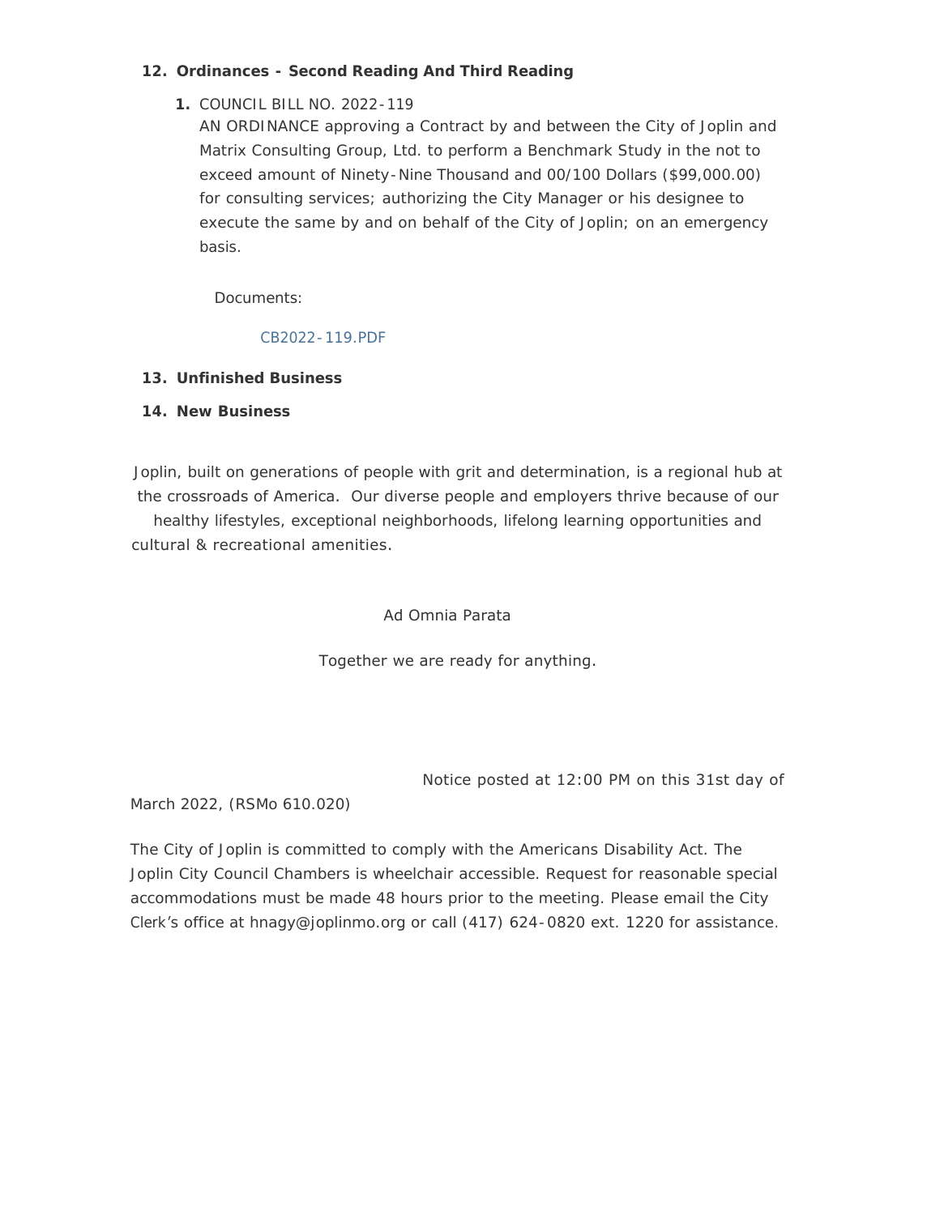**12. Ordinances - Second Reading And Third Reading**

1. COUNCIL BILL NO. 2022-119
   AN ORDINANCE approving a Contract by and between the City of Joplin and Matrix Consulting Group, Ltd. to perform a Benchmark Study in the not to exceed amount of Ninety-Nine Thousand and 00/100 Dollars ($99,000.00) for consulting services; authorizing the City Manager or his designee to execute the same by and on behalf of the City of Joplin; on an emergency basis.

   Documents:

   CB2022-119.PDF

**13. Unfinished Business**

**14. New Business**

Joplin, built on generations of people with grit and determination, is a regional hub at the crossroads of America. Our diverse people and employers thrive because of our healthy lifestyles, exceptional neighborhoods, lifelong learning opportunities and cultural & recreational amenities.

Ad Omnia Parata

Together we are ready for anything.

Notice posted at 12:00 PM on this 31st day of March 2022, (RSMo 610.020)

The City of Joplin is committed to comply with the Americans Disability Act. The Joplin City Council Chambers is wheelchair accessible. Request for reasonable special accommodations must be made 48 hours prior to the meeting. Please email the City Clerk's office at hnagy@joplinmo.org or call (417) 624-0820 ext. 1220 for assistance.